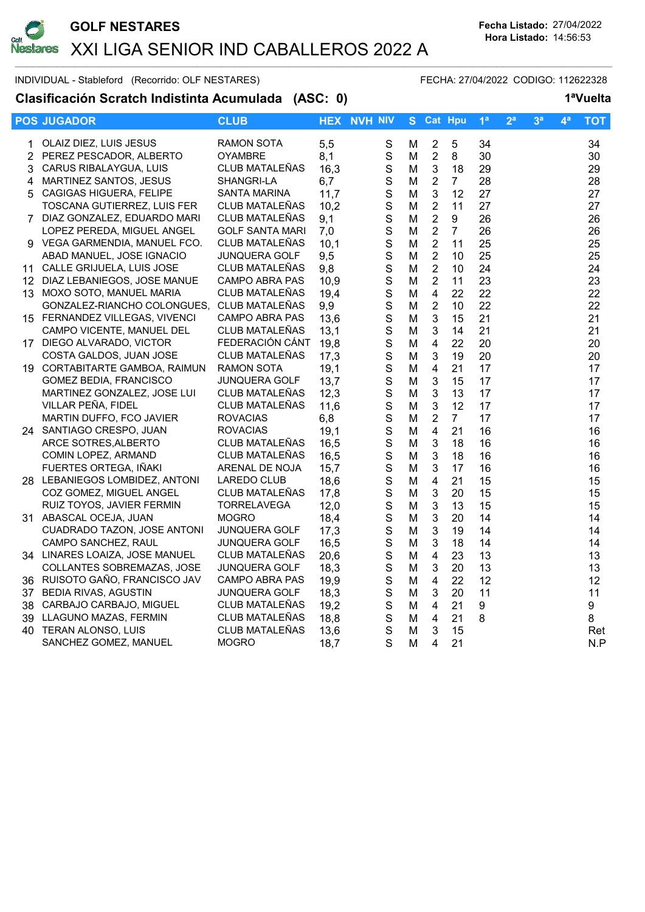# GOLF NESTARES

## XXI LIGA SENIOR IND CABALLEROS 2022 A

**Fecha Listado:** 27/04/2022
**Hora Listado:** 14:56:53

INDIVIDUAL - Stableford (Recorrido: OLF NESTARES) FECHA: 27/04/2022 CODIGO: 112622328

### Clasificación Scratch Indistinta Acumulada (ASC: 0) 1ªVuelta

| POS | JUGADOR | CLUB | HEX | NVH | NIV | S | Cat | Hpu | 1ª | 2ª | 3ª | 4ª | TOT |
|---|---|---|---|---|---|---|---|---|---|---|---|---|---|
| 1 | OLAIZ DIEZ, LUIS JESUS | RAMON SOTA | 5,5 | | S | M | 2 | 5 | 34 | | | | 34 |
| 2 | PEREZ PESCADOR, ALBERTO | OYAMBRE | 8,1 | | S | M | 2 | 8 | 30 | | | | 30 |
| 3 | CARUS RIBALAYGUA, LUIS | CLUB MATALEÑAS | 16,3 | | S | M | 3 | 18 | 29 | | | | 29 |
| 4 | MARTINEZ SANTOS, JESUS | SHANGRI-LA | 6,7 | | S | M | 2 | 7 | 28 | | | | 28 |
| 5 | CAGIGAS HIGUERA, FELIPE | SANTA MARINA | 11,7 | | S | M | 3 | 12 | 27 | | | | 27 |
| | TOSCANA GUTIERREZ, LUIS FER | CLUB MATALEÑAS | 10,2 | | S | M | 2 | 11 | 27 | | | | 27 |
| 7 | DIAZ GONZALEZ, EDUARDO MARI | CLUB MATALEÑAS | 9,1 | | S | M | 2 | 9 | 26 | | | | 26 |
| | LOPEZ PEREDA, MIGUEL ANGEL | GOLF SANTA MARI | 7,0 | | S | M | 2 | 7 | 26 | | | | 26 |
| 9 | VEGA GARMENDIA, MANUEL FCO. | CLUB MATALEÑAS | 10,1 | | S | M | 2 | 11 | 25 | | | | 25 |
| | ABAD MANUEL, JOSE IGNACIO | JUNQUERA GOLF | 9,5 | | S | M | 2 | 10 | 25 | | | | 25 |
| 11 | CALLE GRIJUELA, LUIS JOSE | CLUB MATALEÑAS | 9,8 | | S | M | 2 | 10 | 24 | | | | 24 |
| 12 | DIAZ LEBANIEGOS, JOSE MANUE | CAMPO ABRA PAS | 10,9 | | S | M | 2 | 11 | 23 | | | | 23 |
| 13 | MOXO SOTO, MANUEL MARIA | CLUB MATALEÑAS | 19,4 | | S | M | 4 | 22 | 22 | | | | 22 |
| | GONZALEZ-RIANCHO COLONGUES, | CLUB MATALEÑAS | 9,9 | | S | M | 2 | 10 | 22 | | | | 22 |
| 15 | FERNANDEZ VILLEGAS, VIVENCI | CAMPO ABRA PAS | 13,6 | | S | M | 3 | 15 | 21 | | | | 21 |
| | CAMPO VICENTE, MANUEL DEL | CLUB MATALEÑAS | 13,1 | | S | M | 3 | 14 | 21 | | | | 21 |
| 17 | DIEGO ALVARADO, VICTOR | FEDERACIÓN CÁNT | 19,8 | | S | M | 4 | 22 | 20 | | | | 20 |
| | COSTA GALDOS, JUAN JOSE | CLUB MATALEÑAS | 17,3 | | S | M | 3 | 19 | 20 | | | | 20 |
| 19 | CORTABITARTE GAMBOA, RAIMUN | RAMON SOTA | 19,1 | | S | M | 4 | 21 | 17 | | | | 17 |
| | GOMEZ BEDIA, FRANCISCO | JUNQUERA GOLF | 13,7 | | S | M | 3 | 15 | 17 | | | | 17 |
| | MARTINEZ GONZALEZ, JOSE LUI | CLUB MATALEÑAS | 12,3 | | S | M | 3 | 13 | 17 | | | | 17 |
| | VILLAR PEÑA, FIDEL | CLUB MATALEÑAS | 11,6 | | S | M | 3 | 12 | 17 | | | | 17 |
| | MARTIN DUFFO, FCO JAVIER | ROVACIAS | 6,8 | | S | M | 2 | 7 | 17 | | | | 17 |
| 24 | SANTIAGO CRESPO, JUAN | ROVACIAS | 19,1 | | S | M | 4 | 21 | 16 | | | | 16 |
| | ARCE SOTRES,ALBERTO | CLUB MATALEÑAS | 16,5 | | S | M | 3 | 18 | 16 | | | | 16 |
| | COMIN LOPEZ, ARMAND | CLUB MATALEÑAS | 16,5 | | S | M | 3 | 18 | 16 | | | | 16 |
| | FUERTES ORTEGA, IÑAKI | ARENAL DE NOJA | 15,7 | | S | M | 3 | 17 | 16 | | | | 16 |
| 28 | LEBANIEGOS LOMBIDEZ, ANTONI | LAREDO CLUB | 18,6 | | S | M | 4 | 21 | 15 | | | | 15 |
| | COZ GOMEZ, MIGUEL ANGEL | CLUB MATALEÑAS | 17,8 | | S | M | 3 | 20 | 15 | | | | 15 |
| | RUIZ TOYOS, JAVIER FERMIN | TORRELAVEGA | 12,0 | | S | M | 3 | 13 | 15 | | | | 15 |
| 31 | ABASCAL OCEJA, JUAN | MOGRO | 18,4 | | S | M | 3 | 20 | 14 | | | | 14 |
| | CUADRADO TAZON, JOSE ANTONI | JUNQUERA GOLF | 17,3 | | S | M | 3 | 19 | 14 | | | | 14 |
| | CAMPO SANCHEZ, RAUL | JUNQUERA GOLF | 16,5 | | S | M | 3 | 18 | 14 | | | | 14 |
| 34 | LINARES LOAIZA, JOSE MANUEL | CLUB MATALEÑAS | 20,6 | | S | M | 4 | 23 | 13 | | | | 13 |
| | COLLANTES SOBREMAZAS, JOSE | JUNQUERA GOLF | 18,3 | | S | M | 3 | 20 | 13 | | | | 13 |
| 36 | RUISOTO GAÑO, FRANCISCO JAV | CAMPO ABRA PAS | 19,9 | | S | M | 4 | 22 | 12 | | | | 12 |
| 37 | BEDIA RIVAS, AGUSTIN | JUNQUERA GOLF | 18,3 | | S | M | 3 | 20 | 11 | | | | 11 |
| 38 | CARBAJO CARBAJO, MIGUEL | CLUB MATALEÑAS | 19,2 | | S | M | 4 | 21 | 9 | | | | 9 |
| 39 | LLAGUNO MAZAS, FERMIN | CLUB MATALEÑAS | 18,8 | | S | M | 4 | 21 | 8 | | | | 8 |
| 40 | TERAN ALONSO, LUIS | CLUB MATALEÑAS | 13,6 | | S | M | 3 | 15 | | | | | Ret |
| | SANCHEZ GOMEZ, MANUEL | MOGRO | 18,7 | | S | M | 4 | 21 | | | | | N.P |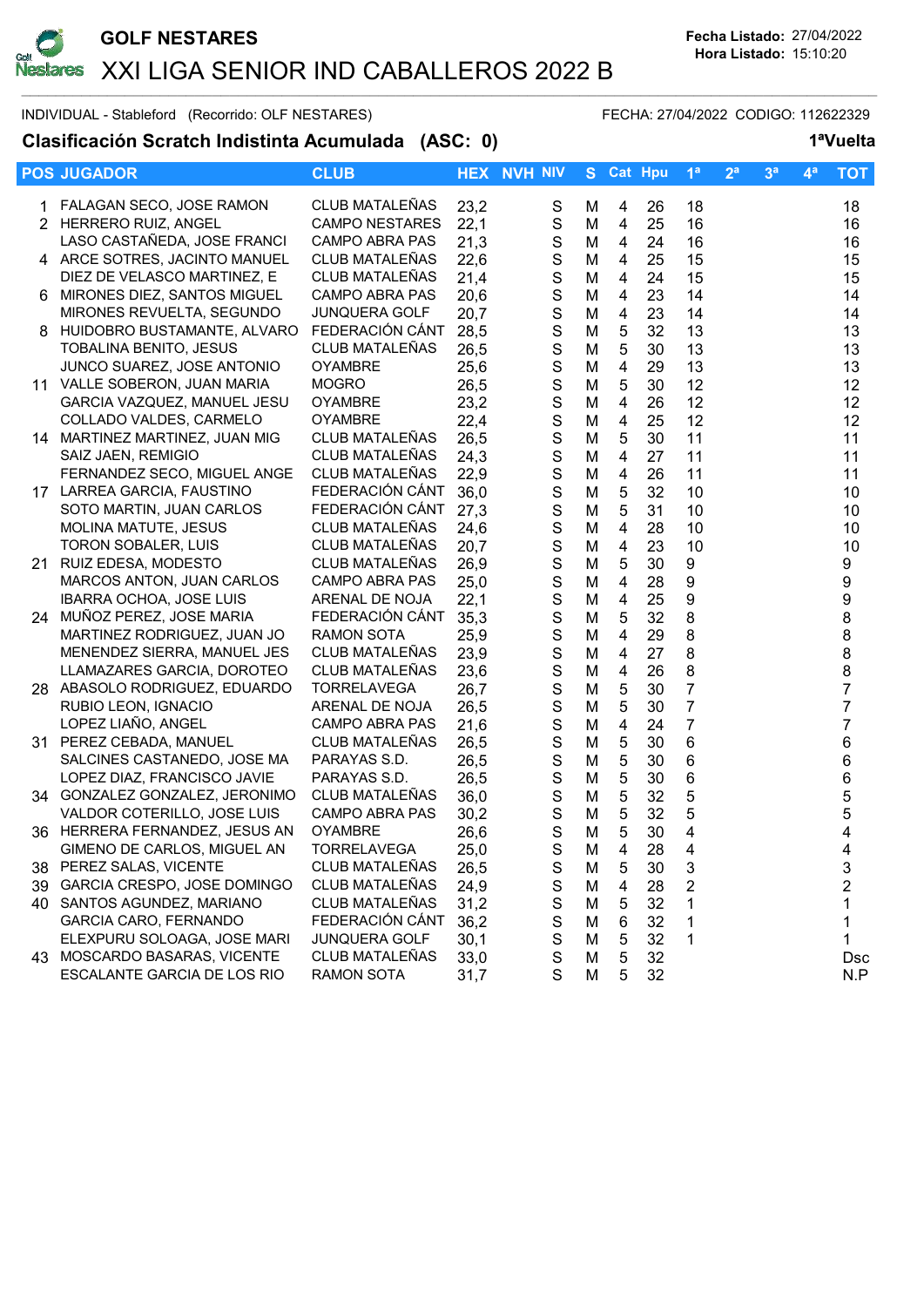# GOLF NESTARES

## XXI LIGA SENIOR IND CABALLEROS 2022 B

**Fecha Listado:** 27/04/2022
**Hora Listado:** 15:10:20

INDIVIDUAL - Stableford (Recorrido: OLF NESTARES) FECHA: 27/04/2022 CODIGO: 112622329

### Clasificación Scratch Indistinta Acumulada (ASC: 0) 1ªVuelta

| POS | JUGADOR | CLUB | HEX | NVH | NIV | S | Cat | Hpu | 1ª | 2ª | 3ª | 4ª | TOT |
|---|---|---|---|---|---|---|---|---|---|---|---|---|---|
| 1 | FALAGAN SECO, JOSE RAMON | CLUB MATALEÑAS | 23,2 | | S | M | 4 | 26 | 18 | | | | 18 |
| 2 | HERRERO RUIZ, ANGEL | CAMPO NESTARES | 22,1 | | S | M | 4 | 25 | 16 | | | | 16 |
| | LASO CASTAÑEDA, JOSE FRANCI | CAMPO ABRA PAS | 21,3 | | S | M | 4 | 24 | 16 | | | | 16 |
| 4 | ARCE SOTRES, JACINTO MANUEL | CLUB MATALEÑAS | 22,6 | | S | M | 4 | 25 | 15 | | | | 15 |
| | DIEZ DE VELASCO MARTINEZ, E | CLUB MATALEÑAS | 21,4 | | S | M | 4 | 24 | 15 | | | | 15 |
| 6 | MIRONES DIEZ, SANTOS MIGUEL | CAMPO ABRA PAS | 20,6 | | S | M | 4 | 23 | 14 | | | | 14 |
| | MIRONES REVUELTA, SEGUNDO | JUNQUERA GOLF | 20,7 | | S | M | 4 | 23 | 14 | | | | 14 |
| 8 | HUIDOBRO BUSTAMANTE, ALVARO | FEDERACIÓN CÁNT | 28,5 | | S | M | 5 | 32 | 13 | | | | 13 |
| | TOBALINA BENITO, JESUS | CLUB MATALEÑAS | 26,5 | | S | M | 5 | 30 | 13 | | | | 13 |
| | JUNCO SUAREZ, JOSE ANTONIO | OYAMBRE | 25,6 | | S | M | 4 | 29 | 13 | | | | 13 |
| 11 | VALLE SOBERON, JUAN MARIA | MOGRO | 26,5 | | S | M | 5 | 30 | 12 | | | | 12 |
| | GARCIA VAZQUEZ, MANUEL JESU | OYAMBRE | 23,2 | | S | M | 4 | 26 | 12 | | | | 12 |
| | COLLADO VALDES, CARMELO | OYAMBRE | 22,4 | | S | M | 4 | 25 | 12 | | | | 12 |
| 14 | MARTINEZ MARTINEZ, JUAN MIG | CLUB MATALEÑAS | 26,5 | | S | M | 5 | 30 | 11 | | | | 11 |
| | SAIZ JAEN, REMIGIO | CLUB MATALEÑAS | 24,3 | | S | M | 4 | 27 | 11 | | | | 11 |
| | FERNANDEZ SECO, MIGUEL ANGE | CLUB MATALEÑAS | 22,9 | | S | M | 4 | 26 | 11 | | | | 11 |
| 17 | LARREA GARCIA, FAUSTINO | FEDERACIÓN CÁNT | 36,0 | | S | M | 5 | 32 | 10 | | | | 10 |
| | SOTO MARTIN, JUAN CARLOS | FEDERACIÓN CÁNT | 27,3 | | S | M | 5 | 31 | 10 | | | | 10 |
| | MOLINA MATUTE, JESUS | CLUB MATALEÑAS | 24,6 | | S | M | 4 | 28 | 10 | | | | 10 |
| | TORON SOBALER, LUIS | CLUB MATALEÑAS | 20,7 | | S | M | 4 | 23 | 10 | | | | 10 |
| 21 | RUIZ EDESA, MODESTO | CLUB MATALEÑAS | 26,9 | | S | M | 5 | 30 | 9 | | | | 9 |
| | MARCOS ANTON, JUAN CARLOS | CAMPO ABRA PAS | 25,0 | | S | M | 4 | 28 | 9 | | | | 9 |
| | IBARRA OCHOA, JOSE LUIS | ARENAL DE NOJA | 22,1 | | S | M | 4 | 25 | 9 | | | | 9 |
| 24 | MUÑOZ PEREZ, JOSE MARIA | FEDERACIÓN CÁNT | 35,3 | | S | M | 5 | 32 | 8 | | | | 8 |
| | MARTINEZ RODRIGUEZ, JUAN JO | RAMON SOTA | 25,9 | | S | M | 4 | 29 | 8 | | | | 8 |
| | MENENDEZ SIERRA, MANUEL JES | CLUB MATALEÑAS | 23,9 | | S | M | 4 | 27 | 8 | | | | 8 |
| | LLAMAZARES GARCIA, DOROTEO | CLUB MATALEÑAS | 23,6 | | S | M | 4 | 26 | 8 | | | | 8 |
| 28 | ABASOLO RODRIGUEZ, EDUARDO | TORRELAVEGA | 26,7 | | S | M | 5 | 30 | 7 | | | | 7 |
| | RUBIO LEON, IGNACIO | ARENAL DE NOJA | 26,5 | | S | M | 5 | 30 | 7 | | | | 7 |
| | LOPEZ LIAÑO, ANGEL | CAMPO ABRA PAS | 21,6 | | S | M | 4 | 24 | 7 | | | | 7 |
| 31 | PEREZ CEBADA, MANUEL | CLUB MATALEÑAS | 26,5 | | S | M | 5 | 30 | 6 | | | | 6 |
| | SALCINES CASTANEDO, JOSE MA | PARAYAS S.D. | 26,5 | | S | M | 5 | 30 | 6 | | | | 6 |
| | LOPEZ DIAZ, FRANCISCO JAVIE | PARAYAS S.D. | 26,5 | | S | M | 5 | 30 | 6 | | | | 6 |
| 34 | GONZALEZ GONZALEZ, JERONIMO | CLUB MATALEÑAS | 36,0 | | S | M | 5 | 32 | 5 | | | | 5 |
| | VALDOR COTERILLO, JOSE LUIS | CAMPO ABRA PAS | 30,2 | | S | M | 5 | 32 | 5 | | | | 5 |
| 36 | HERRERA FERNANDEZ, JESUS AN | OYAMBRE | 26,6 | | S | M | 5 | 30 | 4 | | | | 4 |
| | GIMENO DE CARLOS, MIGUEL AN | TORRELAVEGA | 25,0 | | S | M | 4 | 28 | 4 | | | | 4 |
| 38 | PEREZ SALAS, VICENTE | CLUB MATALEÑAS | 26,5 | | S | M | 5 | 30 | 3 | | | | 3 |
| 39 | GARCIA CRESPO, JOSE DOMINGO | CLUB MATALEÑAS | 24,9 | | S | M | 4 | 28 | 2 | | | | 2 |
| 40 | SANTOS AGUNDEZ, MARIANO | CLUB MATALEÑAS | 31,2 | | S | M | 5 | 32 | 1 | | | | 1 |
| | GARCIA CARO, FERNANDO | FEDERACIÓN CÁNT | 36,2 | | S | M | 6 | 32 | 1 | | | | 1 |
| | ELEXPURU SOLOAGA, JOSE MARI | JUNQUERA GOLF | 30,1 | | S | M | 5 | 32 | 1 | | | | 1 |
| 43 | MOSCARDO BASARAS, VICENTE | CLUB MATALEÑAS | 33,0 | | S | M | 5 | 32 | | | | | Dsc |
| | ESCALANTE GARCIA DE LOS RIO | RAMON SOTA | 31,7 | | S | M | 5 | 32 | | | | | N.P |